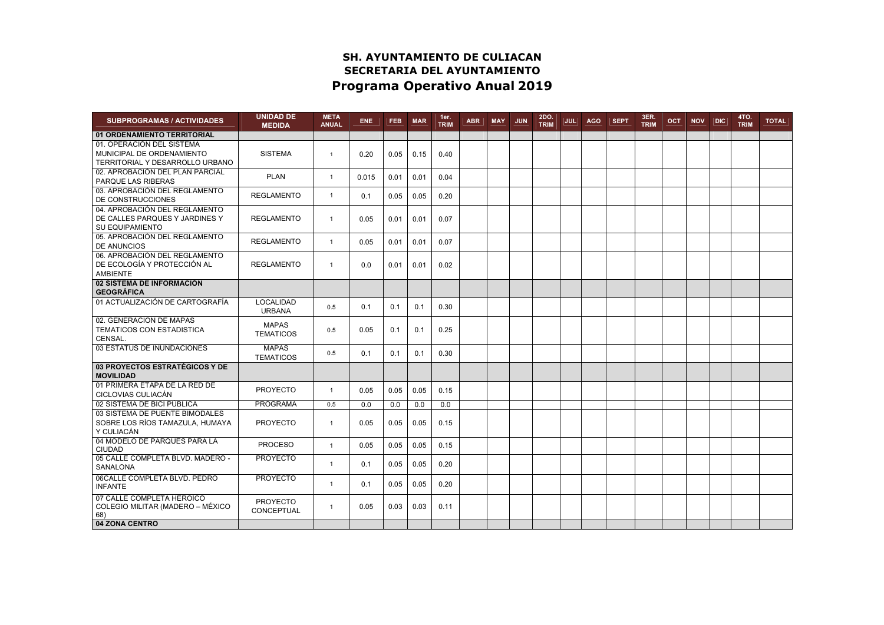# SH. AYUNTAMIENTO DE CULIACAN
## SECRETARIA DEL AYUNTAMIENTO
## Programa Operativo Anual 2019

| SUBPROGRAMAS / ACTIVIDADES | UNIDAD DE MEDIDA | META ANUAL | ENE | FEB | MAR | 1er. TRIM | ABR | MAY | JUN | 2DO. TRIM | JUL | AGO | SEPT | 3ER. TRIM | OCT | NOV | DIC | 4TO. TRIM | TOTAL |
|---|---|---|---|---|---|---|---|---|---|---|---|---|---|---|---|---|---|---|---|
| **01 ORDENAMIENTO TERRITORIAL** | | | | | | | | | | | | | | | | | | | |
| 01. OPERACIÓN DEL SISTEMA MUNICIPAL DE ORDENAMIENTO TERRITORIAL Y DESARROLLO URBANO | SISTEMA | 1 | 0.20 | 0.05 | 0.15 | 0.40 | | | | | | | | | | | | | |
| 02. APROBACIÓN DEL PLAN PARCIAL PARQUE LAS RIBERAS | PLAN | 1 | 0.015 | 0.01 | 0.01 | 0.04 | | | | | | | | | | | | | |
| 03. APROBACIÓN DEL REGLAMENTO DE CONSTRUCCIONES | REGLAMENTO | 1 | 0.1 | 0.05 | 0.05 | 0.20 | | | | | | | | | | | | | |
| 04. APROBACIÓN DEL REGLAMENTO DE CALLES PARQUES Y JARDINES Y SU EQUIPAMIENTO | REGLAMENTO | 1 | 0.05 | 0.01 | 0.01 | 0.07 | | | | | | | | | | | | | |
| 05. APROBACIÓN DEL REGLAMENTO DE ANUNCIOS | REGLAMENTO | 1 | 0.05 | 0.01 | 0.01 | 0.07 | | | | | | | | | | | | | |
| 06. APROBACIÓN DEL REGLAMENTO DE ECOLOGÍA Y PROTECCIÓN AL AMBIENTE | REGLAMENTO | 1 | 0.0 | 0.01 | 0.01 | 0.02 | | | | | | | | | | | | | |
| **02 SISTEMA DE INFORMACIÓN GEOGRÁFICA** | | | | | | | | | | | | | | | | | | | |
| 01 ACTUALIZACIÓN DE CARTOGRAFÍA | LOCALIDAD URBANA | 0.5 | 0.1 | 0.1 | 0.1 | 0.30 | | | | | | | | | | | | | |
| 02. GENERACION DE MAPAS TEMATICOS CON ESTADISTICA CENSAL. | MAPAS TEMATICOS | 0.5 | 0.05 | 0.1 | 0.1 | 0.25 | | | | | | | | | | | | | |
| 03 ESTATUS DE INUNDACIONES | MAPAS TEMATICOS | 0.5 | 0.1 | 0.1 | 0.1 | 0.30 | | | | | | | | | | | | | |
| **03 PROYECTOS ESTRATÉGICOS Y DE MOVILIDAD** | | | | | | | | | | | | | | | | | | | |
| 01 PRIMERA ETAPA DE LA RED DE CICLOVIAS CULIACÁN | PROYECTO | 1 | 0.05 | 0.05 | 0.05 | 0.15 | | | | | | | | | | | | | |
| 02 SISTEMA DE BICI PÚBLICA | PROGRAMA | 0.5 | 0.0 | 0.0 | 0.0 | 0.0 | | | | | | | | | | | | | |
| 03 SISTEMA DE PUENTE BIMODALES SOBRE LOS RÍOS TAMAZULA, HUMAYA Y CULIACÁN | PROYECTO | 1 | 0.05 | 0.05 | 0.05 | 0.15 | | | | | | | | | | | | | |
| 04 MODELO DE PARQUES PARA LA CIUDAD | PROCESO | 1 | 0.05 | 0.05 | 0.05 | 0.15 | | | | | | | | | | | | | |
| 05 CALLE COMPLETA BLVD. MADERO - SANALONA | PROYECTO | 1 | 0.1 | 0.05 | 0.05 | 0.20 | | | | | | | | | | | | | |
| 06CALLE COMPLETA BLVD. PEDRO INFANTE | PROYECTO | 1 | 0.1 | 0.05 | 0.05 | 0.20 | | | | | | | | | | | | | |
| 07 CALLE COMPLETA HEROICO COLEGIO MILITAR (MADERO – MÉXICO 68) | PROYECTO CONCEPTUAL | 1 | 0.05 | 0.03 | 0.03 | 0.11 | | | | | | | | | | | | | |
| **04 ZONA CENTRO** | | | | | | | | | | | | | | | | | | | |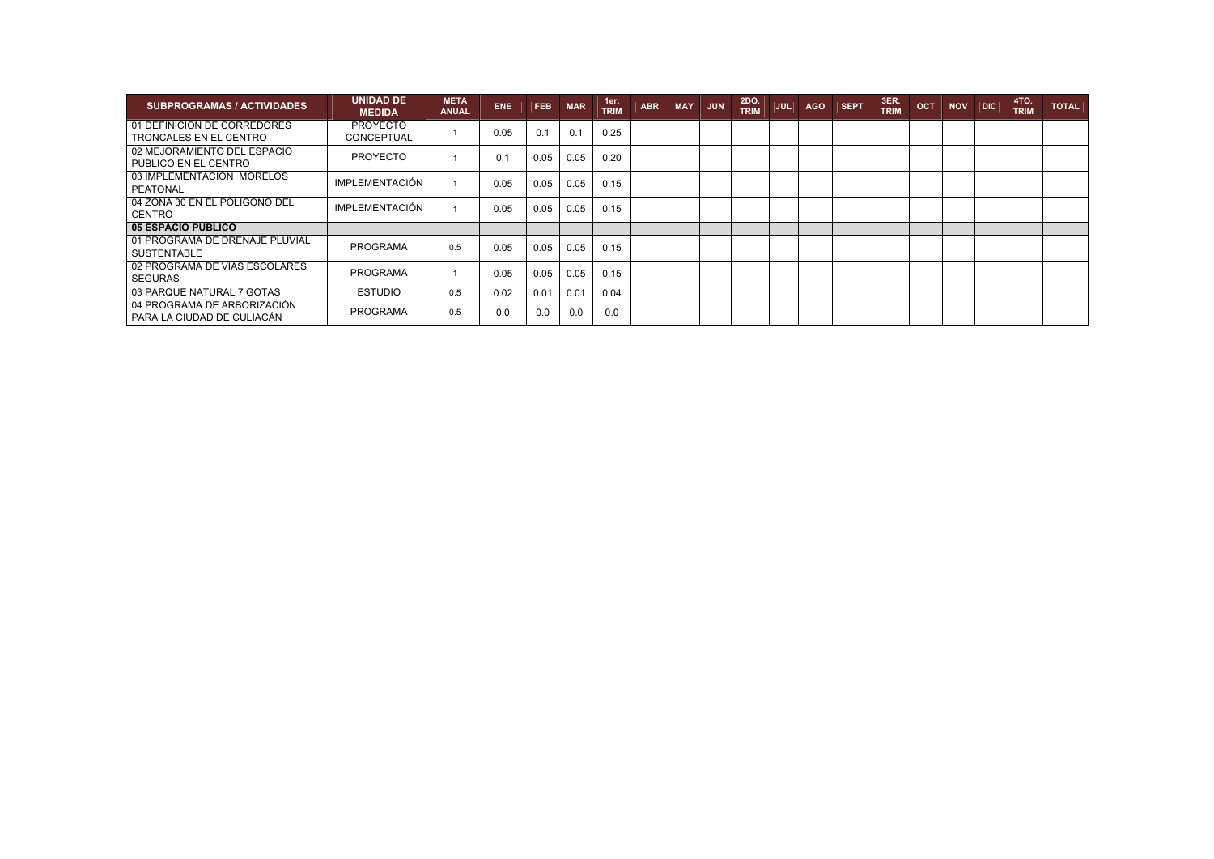| SUBPROGRAMAS / ACTIVIDADES | UNIDAD DE MEDIDA | META ANUAL | ENE | FEB | MAR | 1er. TRIM | ABR | MAY | JUN | 2DO. TRIM | JUL | AGO | SEPT | 3ER. TRIM | OCT | NOV | DIC | 4TO. TRIM | TOTAL |
|---|---|---|---|---|---|---|---|---|---|---|---|---|---|---|---|---|---|---|---|
| 01 DEFINICIÓN DE CORREDORES TRONCALES EN EL CENTRO | PROYECTO CONCEPTUAL | 1 | 0.05 | 0.1 | 0.1 | 0.25 | | | | | | | | | | | | | |
| 02 MEJORAMIENTO DEL ESPACIO PÚBLICO EN EL CENTRO | PROYECTO | 1 | 0.1 | 0.05 | 0.05 | 0.20 | | | | | | | | | | | | | |
| 03 IMPLEMENTACIÓN MORELOS PEATONAL | IMPLEMENTACIÓN | 1 | 0.05 | 0.05 | 0.05 | 0.15 | | | | | | | | | | | | | |
| 04 ZONA 30 EN EL POLIGONO DEL CENTRO | IMPLEMENTACIÓN | 1 | 0.05 | 0.05 | 0.05 | 0.15 | | | | | | | | | | | | | |
| **05 ESPACIO PÚBLICO** | | | | | | | | | | | | | | | | | | | |
| 01 PROGRAMA DE DRENAJE PLUVIAL SUSTENTABLE | PROGRAMA | 0.5 | 0.05 | 0.05 | 0.05 | 0.15 | | | | | | | | | | | | | |
| 02 PROGRAMA DE VÍAS ESCOLARES SEGURAS | PROGRAMA | 1 | 0.05 | 0.05 | 0.05 | 0.15 | | | | | | | | | | | | | |
| 03 PARQUE NATURAL 7 GOTAS | ESTUDIO | 0.5 | 0.02 | 0.01 | 0.01 | 0.04 | | | | | | | | | | | | | |
| 04 PROGRAMA DE ARBORIZACIÓN PARA LA CIUDAD DE CULIACÁN | PROGRAMA | 0.5 | 0.0 | 0.0 | 0.0 | 0.0 | | | | | | | | | | | | | |